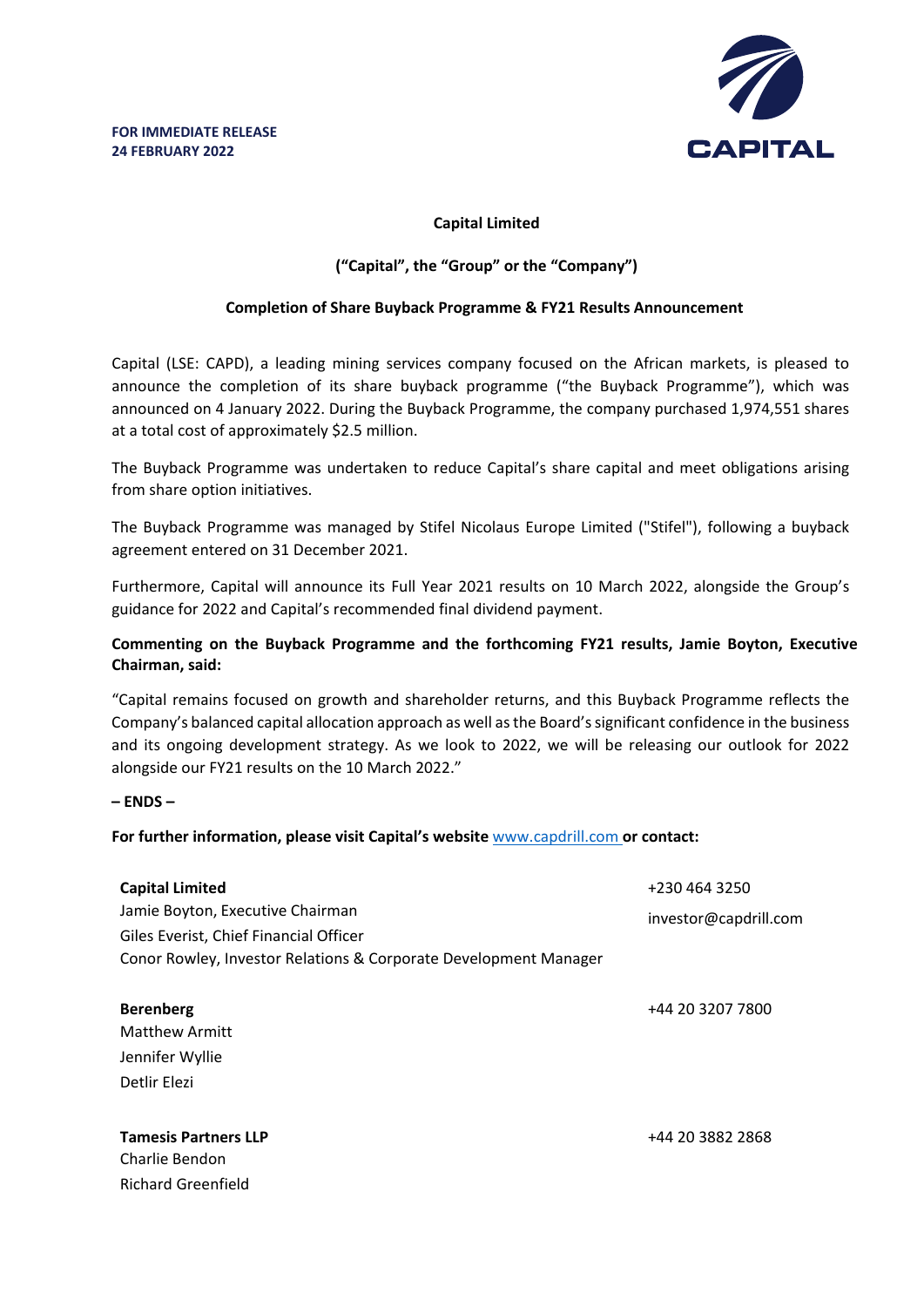**FOR IMMEDIATE RELEASE**
**24 FEBRUARY 2022**

CAPITAL

**Capital Limited**

**("Capital", the "Group" or the "Company")**

**Completion of Share Buyback Programme & FY21 Results Announcement**

Capital (LSE: CAPD), a leading mining services company focused on the African markets, is pleased to announce the completion of its share buyback programme ("the Buyback Programme"), which was announced on 4 January 2022. During the Buyback Programme, the company purchased 1,974,551 shares at a total cost of approximately $2.5 million.

The Buyback Programme was undertaken to reduce Capital's share capital and meet obligations arising from share option initiatives.

The Buyback Programme was managed by Stifel Nicolaus Europe Limited ("Stifel"), following a buyback agreement entered on 31 December 2021.

Furthermore, Capital will announce its Full Year 2021 results on 10 March 2022, alongside the Group's guidance for 2022 and Capital's recommended final dividend payment.

**Commenting on the Buyback Programme and the forthcoming FY21 results, Jamie Boyton, Executive Chairman, said:**

"Capital remains focused on growth and shareholder returns, and this Buyback Programme reflects the Company's balanced capital allocation approach as well as the Board's significant confidence in the business and its ongoing development strategy. As we look to 2022, we will be releasing our outlook for 2022 alongside our FY21 results on the 10 March 2022."

**– ENDS –**

**For further information, please visit Capital's website** www.capdrill.com **or contact:**

**Capital Limited** | +230 464 3250
Jamie Boyton, Executive Chairman | investor@capdrill.com
Giles Everist, Chief Financial Officer
Conor Rowley, Investor Relations & Corporate Development Manager

**Berenberg** | +44 20 3207 7800
Matthew Armitt
Jennifer Wyllie
Detlir Elezi

**Tamesis Partners LLP** | +44 20 3882 2868
Charlie Bendon
Richard Greenfield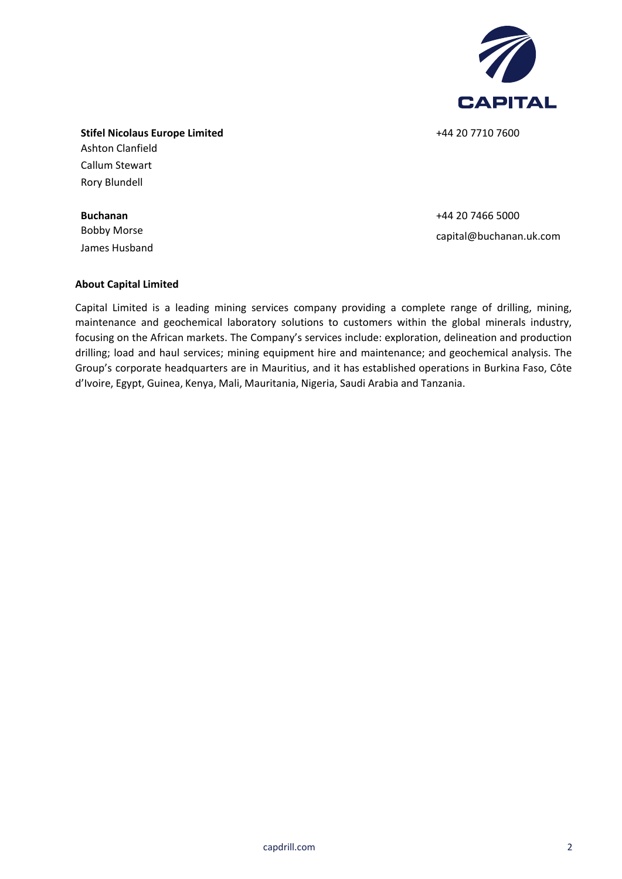**Stifel Nicolaus Europe Limited** +44 20 7710 7600
Ashton Clanfield
Callum Stewart
Rory Blundell

**Buchanan** +44 20 7466 5000
Bobby Morse capital@buchanan.uk.com
James Husband

**About Capital Limited**

Capital Limited is a leading mining services company providing a complete range of drilling, mining, maintenance and geochemical laboratory solutions to customers within the global minerals industry, focusing on the African markets. The Company's services include: exploration, delineation and production drilling; load and haul services; mining equipment hire and maintenance; and geochemical analysis. The Group's corporate headquarters are in Mauritius, and it has established operations in Burkina Faso, Côte d'Ivoire, Egypt, Guinea, Kenya, Mali, Mauritania, Nigeria, Saudi Arabia and Tanzania.